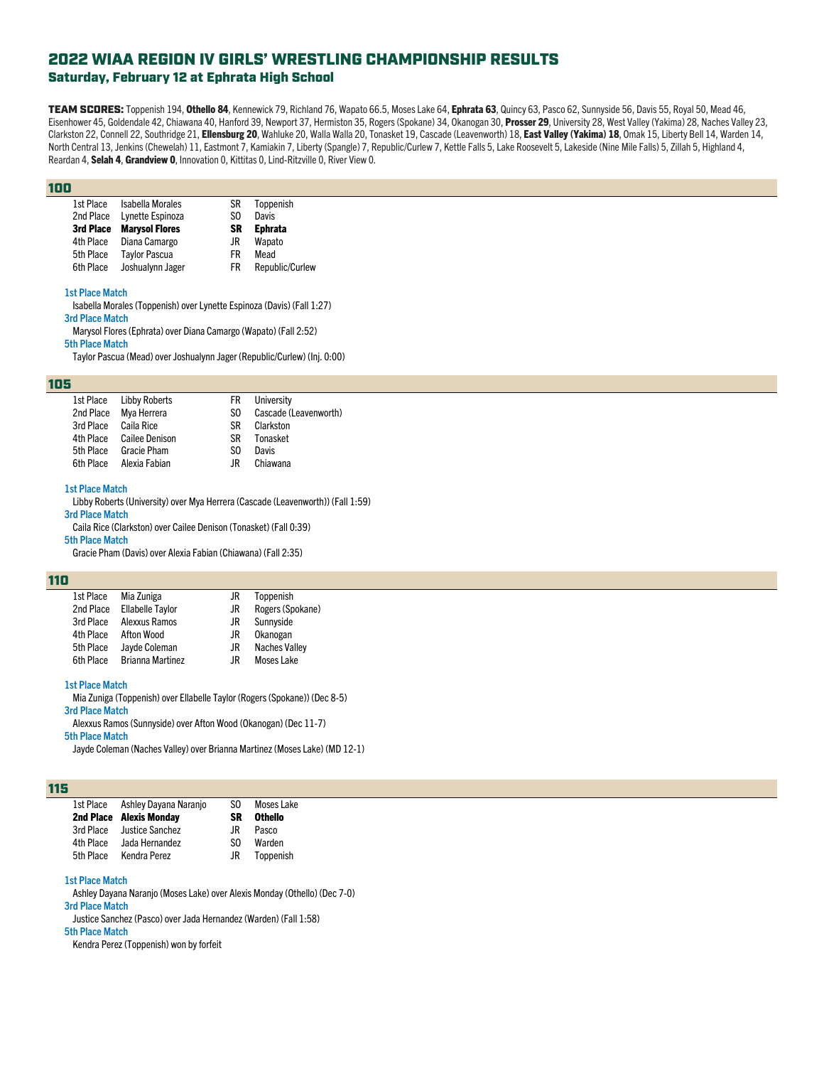# 2022 WIAA REGION IV GIRLS' WRESTLING CHAMPIONSHIP RESULTS

## Saturday, February 12 at Ephrata High School

**TEAM SCORES:** Toppenish 194, **Othello 84**, Kennewick 79, Richland 76, Wapato 66.5, Moses Lake 64, **Ephrata 63**, Quincy 63, Pasco 62, Sunnyside 56, Davis 55, Royal 50, Mead 46, Eisenhower 45, Goldendale 42, Chiawana 40, Hanford 39, Newport 37, Hermiston 35, Rogers (Spokane) 34, Okanogan 30, **Prosser 29**, University 28, West Valley (Yakima) 28, Naches Valley 23, Clarkston 22, Connell 22, Southridge 21, **Ellensburg 20**, Wahluke 20, Walla Walla 20, Tonasket 19, Cascade (Leavenworth) 18, **East Valley (Yakima) 18**, Omak 15, Liberty Bell 14, Warden 14, North Central 13, Jenkins (Chewelah) 11, Eastmont 7, Kamiakin 7, Liberty (Spangle) 7, Republic/Curlew 7, Kettle Falls 5, Lake Roosevelt 5, Lakeside (Nine Mile Falls) 5, Zillah 5, Highland 4, Reardan 4, **Selah 4**, **Grandview 0**, Innovation 0, Kittitas 0, Lind-Ritzville 0, River View 0.

### 100

| Place | Name | Year | School |
|---|---|---|---|
| 1st Place | Isabella Morales | SR | Toppenish |
| 2nd Place | Lynette Espinoza | SO | Davis |
| **3rd Place** | **Marysol Flores** | **SR** | **Ephrata** |
| 4th Place | Diana Camargo | JR | Wapato |
| 5th Place | Taylor Pascua | FR | Mead |
| 6th Place | Joshualynn Jager | FR | Republic/Curlew |

**1st Place Match**
Isabella Morales (Toppenish) over Lynette Espinoza (Davis) (Fall 1:27)

**3rd Place Match**
Marysol Flores (Ephrata) over Diana Camargo (Wapato) (Fall 2:52)

**5th Place Match**
Taylor Pascua (Mead) over Joshualynn Jager (Republic/Curlew) (Inj. 0:00)

### 105

| Place | Name | Year | School |
|---|---|---|---|
| 1st Place | Libby Roberts | FR | University |
| 2nd Place | Mya Herrera | SO | Cascade (Leavenworth) |
| 3rd Place | Caila Rice | SR | Clarkston |
| 4th Place | Cailee Denison | SR | Tonasket |
| 5th Place | Gracie Pham | SO | Davis |
| 6th Place | Alexia Fabian | JR | Chiawana |

**1st Place Match**
Libby Roberts (University) over Mya Herrera (Cascade (Leavenworth)) (Fall 1:59)

**3rd Place Match**
Caila Rice (Clarkston) over Cailee Denison (Tonasket) (Fall 0:39)

**5th Place Match**
Gracie Pham (Davis) over Alexia Fabian (Chiawana) (Fall 2:35)

### 110

| Place | Name | Year | School |
|---|---|---|---|
| 1st Place | Mia Zuniga | JR | Toppenish |
| 2nd Place | Ellabelle Taylor | JR | Rogers (Spokane) |
| 3rd Place | Alexxus Ramos | JR | Sunnyside |
| 4th Place | Afton Wood | JR | Okanogan |
| 5th Place | Jayde Coleman | JR | Naches Valley |
| 6th Place | Brianna Martinez | JR | Moses Lake |

**1st Place Match**
Mia Zuniga (Toppenish) over Ellabelle Taylor (Rogers (Spokane)) (Dec 8-5)

**3rd Place Match**
Alexxus Ramos (Sunnyside) over Afton Wood (Okanogan) (Dec 11-7)

**5th Place Match**
Jayde Coleman (Naches Valley) over Brianna Martinez (Moses Lake) (MD 12-1)

### 115

| Place | Name | Year | School |
|---|---|---|---|
| 1st Place | Ashley Dayana Naranjo | SO | Moses Lake |
| **2nd Place** | **Alexis Monday** | **SR** | **Othello** |
| 3rd Place | Justice Sanchez | JR | Pasco |
| 4th Place | Jada Hernandez | SO | Warden |
| 5th Place | Kendra Perez | JR | Toppenish |

**1st Place Match**
Ashley Dayana Naranjo (Moses Lake) over Alexis Monday (Othello) (Dec 7-0)

**3rd Place Match**
Justice Sanchez (Pasco) over Jada Hernandez (Warden) (Fall 1:58)

**5th Place Match**
Kendra Perez (Toppenish) won by forfeit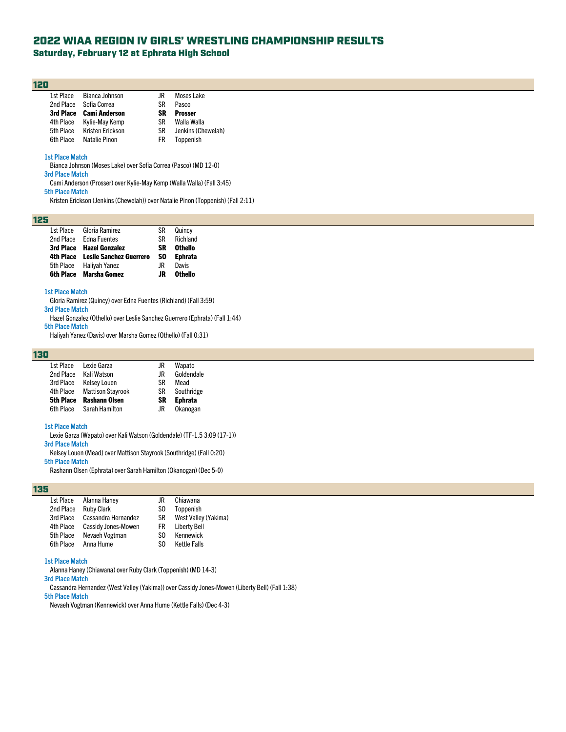# 2022 WIAA REGION IV GIRLS' WRESTLING CHAMPIONSHIP RESULTS

## Saturday, February 12 at Ephrata High School

### 120

| Place | Name | Year | School |
|---|---|---|---|
| 1st Place | Bianca Johnson | JR | Moses Lake |
| 2nd Place | Sofia Correa | SR | Pasco |
| **3rd Place** | **Cami Anderson** | **SR** | **Prosser** |
| 4th Place | Kylie-May Kemp | SR | Walla Walla |
| 5th Place | Kristen Erickson | SR | Jenkins (Chewelah) |
| 6th Place | Natalie Pinon | FR | Toppenish |

**1st Place Match**
Bianca Johnson (Moses Lake) over Sofia Correa (Pasco) (MD 12-0)

**3rd Place Match**
Cami Anderson (Prosser) over Kylie-May Kemp (Walla Walla) (Fall 3:45)

**5th Place Match**
Kristen Erickson (Jenkins (Chewelah)) over Natalie Pinon (Toppenish) (Fall 2:11)

### 125

| Place | Name | Year | School |
|---|---|---|---|
| 1st Place | Gloria Ramirez | SR | Quincy |
| 2nd Place | Edna Fuentes | SR | Richland |
| **3rd Place** | **Hazel Gonzalez** | **SR** | **Othello** |
| **4th Place** | **Leslie Sanchez Guerrero** | **SO** | **Ephrata** |
| 5th Place | Haliyah Yanez | JR | Davis |
| **6th Place** | **Marsha Gomez** | **JR** | **Othello** |

**1st Place Match**
Gloria Ramirez (Quincy) over Edna Fuentes (Richland) (Fall 3:59)

**3rd Place Match**
Hazel Gonzalez (Othello) over Leslie Sanchez Guerrero (Ephrata) (Fall 1:44)

**5th Place Match**
Haliyah Yanez (Davis) over Marsha Gomez (Othello) (Fall 0:31)

### 130

| Place | Name | Year | School |
|---|---|---|---|
| 1st Place | Lexie Garza | JR | Wapato |
| 2nd Place | Kali Watson | JR | Goldendale |
| 3rd Place | Kelsey Louen | SR | Mead |
| 4th Place | Mattison Stayrook | SR | Southridge |
| **5th Place** | **Rashann Olsen** | **SR** | **Ephrata** |
| 6th Place | Sarah Hamilton | JR | Okanogan |

**1st Place Match**
Lexie Garza (Wapato) over Kali Watson (Goldendale) (TF-1.5 3:09 (17-1))

**3rd Place Match**
Kelsey Louen (Mead) over Mattison Stayrook (Southridge) (Fall 0:20)

**5th Place Match**
Rashann Olsen (Ephrata) over Sarah Hamilton (Okanogan) (Dec 5-0)

### 135

| Place | Name | Year | School |
|---|---|---|---|
| 1st Place | Alanna Haney | JR | Chiawana |
| 2nd Place | Ruby Clark | SO | Toppenish |
| 3rd Place | Cassandra Hernandez | SR | West Valley (Yakima) |
| 4th Place | Cassidy Jones-Mowen | FR | Liberty Bell |
| 5th Place | Nevaeh Vogtman | SO | Kennewick |
| 6th Place | Anna Hume | SO | Kettle Falls |

**1st Place Match**
Alanna Haney (Chiawana) over Ruby Clark (Toppenish) (MD 14-3)

**3rd Place Match**
Cassandra Hernandez (West Valley (Yakima)) over Cassidy Jones-Mowen (Liberty Bell) (Fall 1:38)

**5th Place Match**
Nevaeh Vogtman (Kennewick) over Anna Hume (Kettle Falls) (Dec 4-3)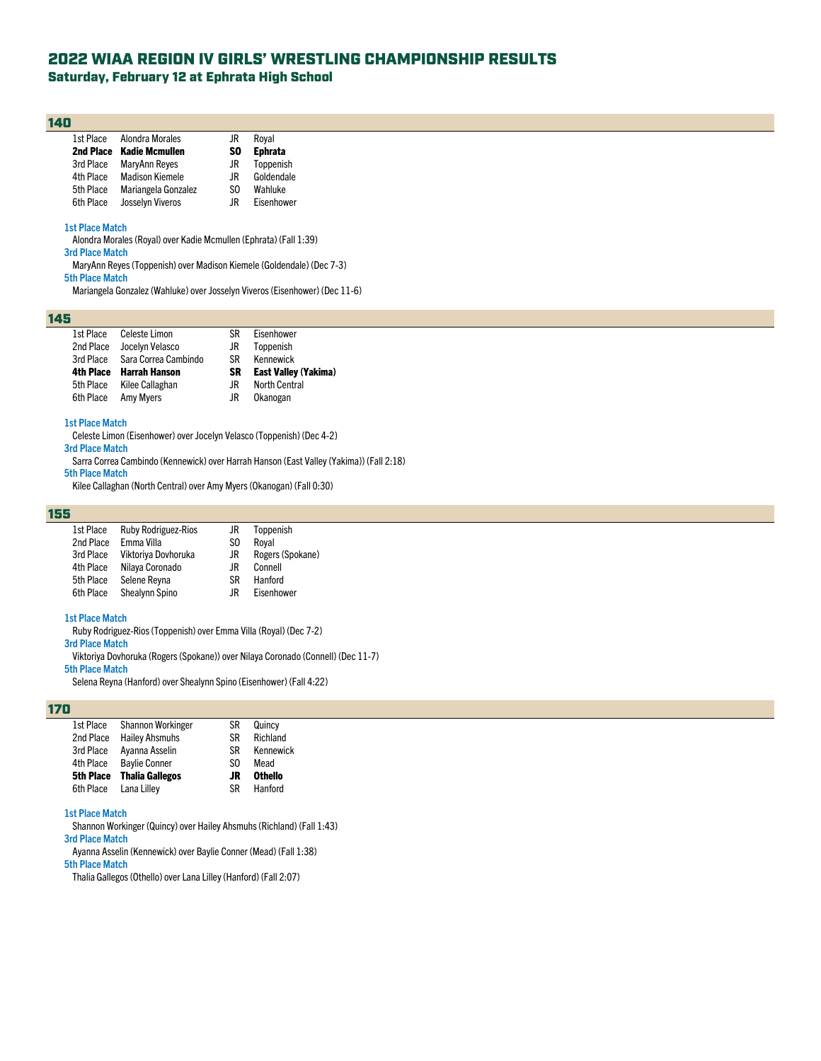# 2022 WIAA REGION IV GIRLS' WRESTLING CHAMPIONSHIP RESULTS

## Saturday, February 12 at Ephrata High School

### 140

| Place | Name | Grade | School |
|---|---|---|---|
| 1st Place | Alondra Morales | JR | Royal |
| **2nd Place** | **Kadie Mcmullen** | **SO** | **Ephrata** |
| 3rd Place | MaryAnn Reyes | JR | Toppenish |
| 4th Place | Madison Kiemele | JR | Goldendale |
| 5th Place | Mariangela Gonzalez | SO | Wahluke |
| 6th Place | Josselyn Viveros | JR | Eisenhower |

**1st Place Match**
Alondra Morales (Royal) over Kadie Mcmullen (Ephrata) (Fall 1:39)

**3rd Place Match**
MaryAnn Reyes (Toppenish) over Madison Kiemele (Goldendale) (Dec 7-3)

**5th Place Match**
Mariangela Gonzalez (Wahluke) over Josselyn Viveros (Eisenhower) (Dec 11-6)

### 145

| Place | Name | Grade | School |
|---|---|---|---|
| 1st Place | Celeste Limon | SR | Eisenhower |
| 2nd Place | Jocelyn Velasco | JR | Toppenish |
| 3rd Place | Sara Correa Cambindo | SR | Kennewick |
| **4th Place** | **Harrah Hanson** | **SR** | **East Valley (Yakima)** |
| 5th Place | Kilee Callaghan | JR | North Central |
| 6th Place | Amy Myers | JR | Okanogan |

**1st Place Match**
Celeste Limon (Eisenhower) over Jocelyn Velasco (Toppenish) (Dec 4-2)

**3rd Place Match**
Sarra Correa Cambindo (Kennewick) over Harrah Hanson (East Valley (Yakima)) (Fall 2:18)

**5th Place Match**
Kilee Callaghan (North Central) over Amy Myers (Okanogan) (Fall 0:30)

### 155

| Place | Name | Grade | School |
|---|---|---|---|
| 1st Place | Ruby Rodriguez-Rios | JR | Toppenish |
| 2nd Place | Emma Villa | SO | Royal |
| 3rd Place | Viktoriya Dovhoruka | JR | Rogers (Spokane) |
| 4th Place | Nilaya Coronado | JR | Connell |
| 5th Place | Selene Reyna | SR | Hanford |
| 6th Place | Shealynn Spino | JR | Eisenhower |

**1st Place Match**
Ruby Rodriguez-Rios (Toppenish) over Emma Villa (Royal) (Dec 7-2)

**3rd Place Match**
Viktoriya Dovhoruka (Rogers (Spokane)) over Nilaya Coronado (Connell) (Dec 11-7)

**5th Place Match**
Selena Reyna (Hanford) over Shealynn Spino (Eisenhower) (Fall 4:22)

### 170

| Place | Name | Grade | School |
|---|---|---|---|
| 1st Place | Shannon Workinger | SR | Quincy |
| 2nd Place | Hailey Ahsmuhs | SR | Richland |
| 3rd Place | Ayanna Asselin | SR | Kennewick |
| 4th Place | Baylie Conner | SO | Mead |
| **5th Place** | **Thalia Gallegos** | **JR** | **Othello** |
| 6th Place | Lana Lilley | SR | Hanford |

**1st Place Match**
Shannon Workinger (Quincy) over Hailey Ahsmuhs (Richland) (Fall 1:43)

**3rd Place Match**
Ayanna Asselin (Kennewick) over Baylie Conner (Mead) (Fall 1:38)

**5th Place Match**
Thalia Gallegos (Othello) over Lana Lilley (Hanford) (Fall 2:07)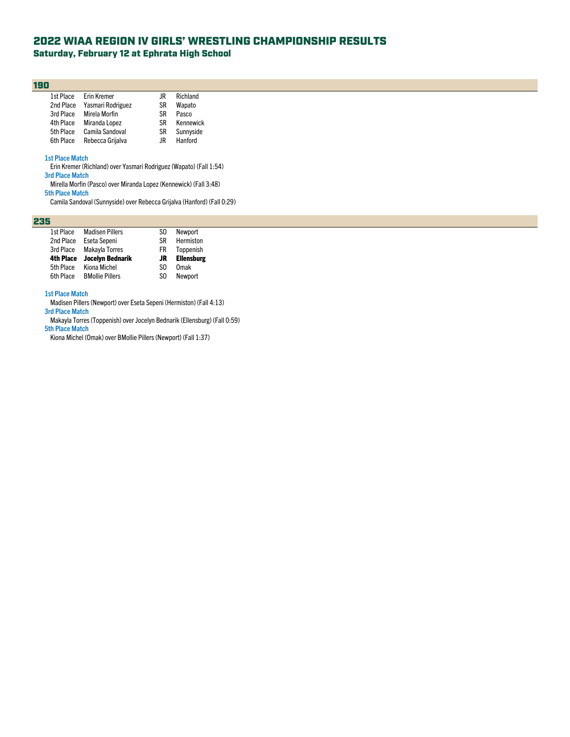# 2022 WIAA REGION IV GIRLS' WRESTLING CHAMPIONSHIP RESULTS

## Saturday, February 12 at Ephrata High School

### 190

| | | | |
|---|---|---|---|
| 1st Place | Erin Kremer | JR | Richland |
| 2nd Place | Yasmari Rodriguez | SR | Wapato |
| 3rd Place | Mirela Morfin | SR | Pasco |
| 4th Place | Miranda Lopez | SR | Kennewick |
| 5th Place | Camila Sandoval | SR | Sunnyside |
| 6th Place | Rebecca Grijalva | JR | Hanford |

**1st Place Match**

Erin Kremer (Richland) over Yasmari Rodriguez (Wapato) (Fall 1:54)

**3rd Place Match**

Mirella Morfin (Pasco) over Miranda Lopez (Kennewick) (Fall 3:48)

**5th Place Match**

Camila Sandoval (Sunnyside) over Rebecca Grijalva (Hanford) (Fall 0:29)

### 235

| | | | |
|---|---|---|---|
| 1st Place | Madisen Pillers | SO | Newport |
| 2nd Place | Eseta Sepeni | SR | Hermiston |
| 3rd Place | Makayla Torres | FR | Toppenish |
| **4th Place** | **Jocelyn Bednarik** | **JR** | **Ellensburg** |
| 5th Place | Kiona Michel | SO | Omak |
| 6th Place | BMollie Pillers | SO | Newport |

**1st Place Match**

Madisen Pillers (Newport) over Eseta Sepeni (Hermiston) (Fall 4:13)

**3rd Place Match**

Makayla Torres (Toppenish) over Jocelyn Bednarik (Ellensburg) (Fall 0:59)

**5th Place Match**

Kiona Michel (Omak) over BMollie Pillers (Newport) (Fall 1:37)